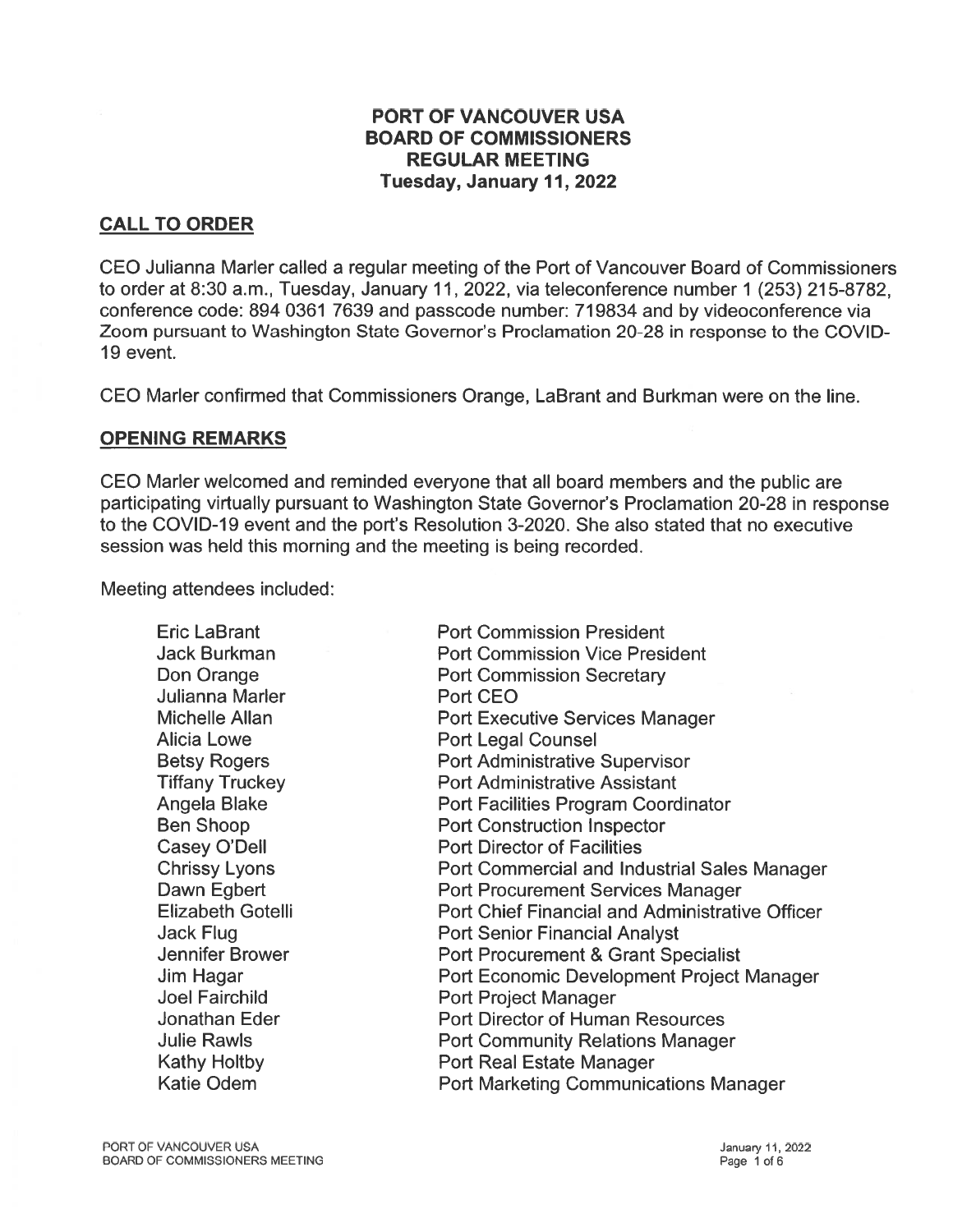# PORT OF VANCOUVER USA
# BOARD OF COMMISSIONERS
# REGULAR MEETING
## Tuesday, January 11, 2022

## CALL TO ORDER

CEO Julianna Marler called a regular meeting of the Port of Vancouver Board of Commissioners to order at 8:30 a.m., Tuesday, January 11, 2022, via teleconference number 1 (253) 215-8782, conference code: 894 0361 7639 and passcode number: 719834 and by videoconference via Zoom pursuant to Washington State Governor's Proclamation 20-28 in response to the COVID-19 event.

CEO Marler confirmed that Commissioners Orange, LaBrant and Burkman were on the line.

## OPENING REMARKS

CEO Marler welcomed and reminded everyone that all board members and the public are participating virtually pursuant to Washington State Governor's Proclamation 20-28 in response to the COVID-19 event and the port's Resolution 3-2020. She also stated that no executive session was held this morning and the meeting is being recorded.

Meeting attendees included:

| | |
|---|---|
| Eric LaBrant | Port Commission President |
| Jack Burkman | Port Commission Vice President |
| Don Orange | Port Commission Secretary |
| Julianna Marler | Port CEO |
| Michelle Allan | Port Executive Services Manager |
| Alicia Lowe | Port Legal Counsel |
| Betsy Rogers | Port Administrative Supervisor |
| Tiffany Truckey | Port Administrative Assistant |
| Angela Blake | Port Facilities Program Coordinator |
| Ben Shoop | Port Construction Inspector |
| Casey O'Dell | Port Director of Facilities |
| Chrissy Lyons | Port Commercial and Industrial Sales Manager |
| Dawn Egbert | Port Procurement Services Manager |
| Elizabeth Gotelli | Port Chief Financial and Administrative Officer |
| Jack Flug | Port Senior Financial Analyst |
| Jennifer Brower | Port Procurement & Grant Specialist |
| Jim Hagar | Port Economic Development Project Manager |
| Joel Fairchild | Port Project Manager |
| Jonathan Eder | Port Director of Human Resources |
| Julie Rawls | Port Community Relations Manager |
| Kathy Holtby | Port Real Estate Manager |
| Katie Odem | Port Marketing Communications Manager |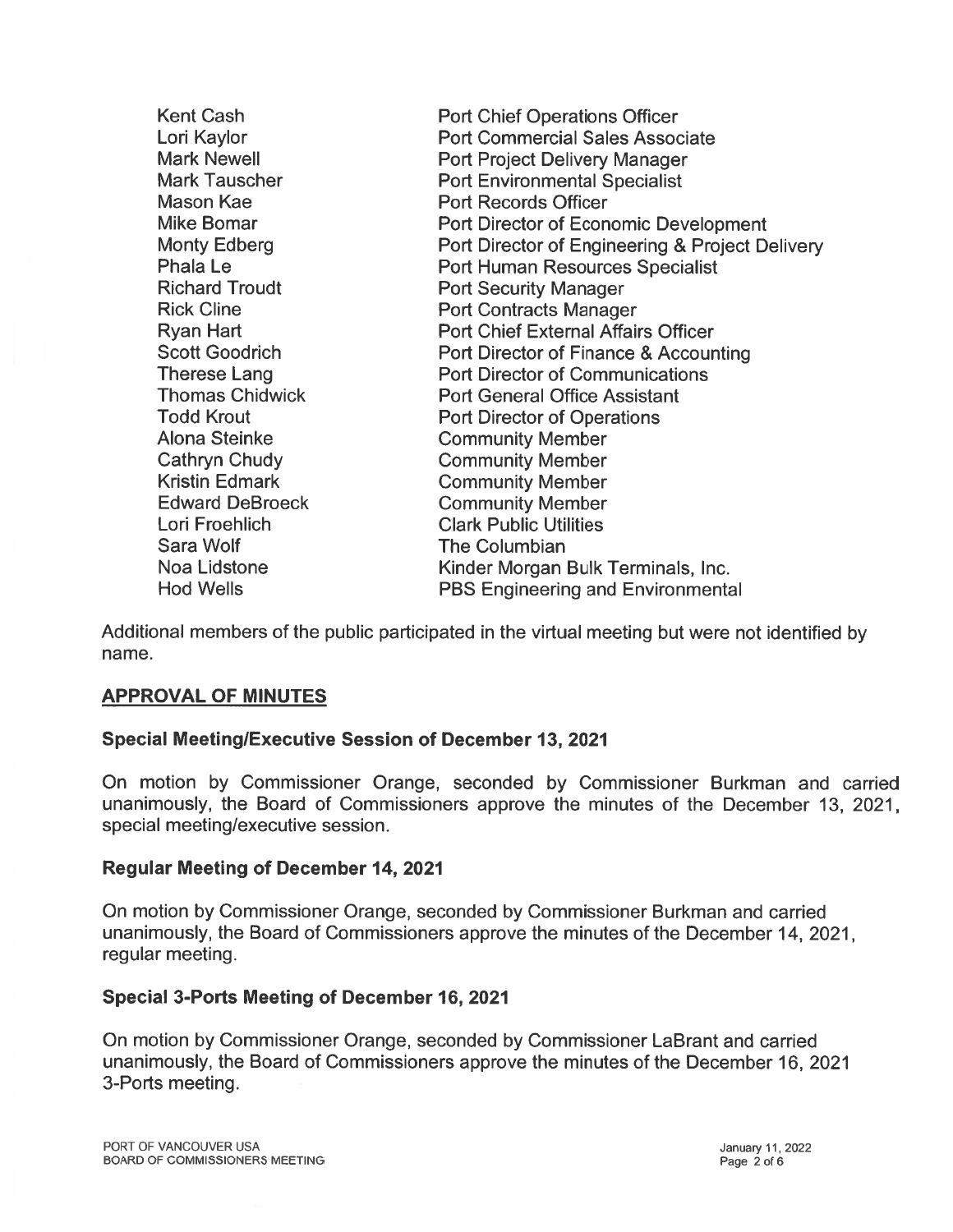| | |
|---|---|
| Kent Cash | Port Chief Operations Officer |
| Lori Kaylor | Port Commercial Sales Associate |
| Mark Newell | Port Project Delivery Manager |
| Mark Tauscher | Port Environmental Specialist |
| Mason Kae | Port Records Officer |
| Mike Bomar | Port Director of Economic Development |
| Monty Edberg | Port Director of Engineering & Project Delivery |
| Phala Le | Port Human Resources Specialist |
| Richard Troudt | Port Security Manager |
| Rick Cline | Port Contracts Manager |
| Ryan Hart | Port Chief External Affairs Officer |
| Scott Goodrich | Port Director of Finance & Accounting |
| Therese Lang | Port Director of Communications |
| Thomas Chidwick | Port General Office Assistant |
| Todd Krout | Port Director of Operations |
| Alona Steinke | Community Member |
| Cathryn Chudy | Community Member |
| Kristin Edmark | Community Member |
| Edward DeBroeck | Community Member |
| Lori Froehlich | Clark Public Utilities |
| Sara Wolf | The Columbian |
| Noa Lidstone | Kinder Morgan Bulk Terminals, Inc. |
| Hod Wells | PBS Engineering and Environmental |

Additional members of the public participated in the virtual meeting but were not identified by name.

## APPROVAL OF MINUTES

### Special Meeting/Executive Session of December 13, 2021

On motion by Commissioner Orange, seconded by Commissioner Burkman and carried unanimously, the Board of Commissioners approve the minutes of the December 13, 2021, special meeting/executive session.

### Regular Meeting of December 14, 2021

On motion by Commissioner Orange, seconded by Commissioner Burkman and carried unanimously, the Board of Commissioners approve the minutes of the December 14, 2021, regular meeting.

### Special 3-Ports Meeting of December 16, 2021

On motion by Commissioner Orange, seconded by Commissioner LaBrant and carried unanimously, the Board of Commissioners approve the minutes of the December 16, 2021 3-Ports meeting.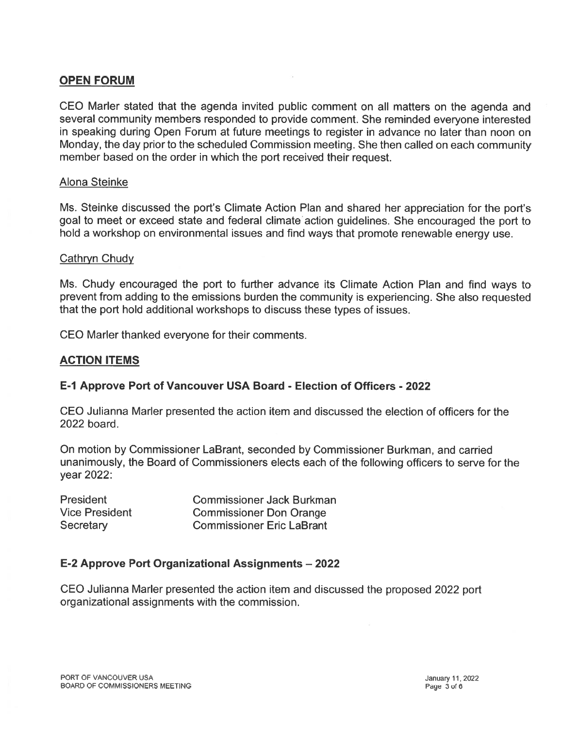## OPEN FORUM

CEO Marler stated that the agenda invited public comment on all matters on the agenda and several community members responded to provide comment. She reminded everyone interested in speaking during Open Forum at future meetings to register in advance no later than noon on Monday, the day prior to the scheduled Commission meeting. She then called on each community member based on the order in which the port received their request.

### Alona Steinke

Ms. Steinke discussed the port's Climate Action Plan and shared her appreciation for the port's goal to meet or exceed state and federal climate action guidelines. She encouraged the port to hold a workshop on environmental issues and find ways that promote renewable energy use.

### Cathryn Chudy

Ms. Chudy encouraged the port to further advance its Climate Action Plan and find ways to prevent from adding to the emissions burden the community is experiencing. She also requested that the port hold additional workshops to discuss these types of issues.

CEO Marler thanked everyone for their comments.

## ACTION ITEMS

### E-1 Approve Port of Vancouver USA Board - Election of Officers - 2022

CEO Julianna Marler presented the action item and discussed the election of officers for the 2022 board.

On motion by Commissioner LaBrant, seconded by Commissioner Burkman, and carried unanimously, the Board of Commissioners elects each of the following officers to serve for the year 2022:

| | |
|---|---|
| President | Commissioner Jack Burkman |
| Vice President | Commissioner Don Orange |
| Secretary | Commissioner Eric LaBrant |

### E-2 Approve Port Organizational Assignments – 2022

CEO Julianna Marler presented the action item and discussed the proposed 2022 port organizational assignments with the commission.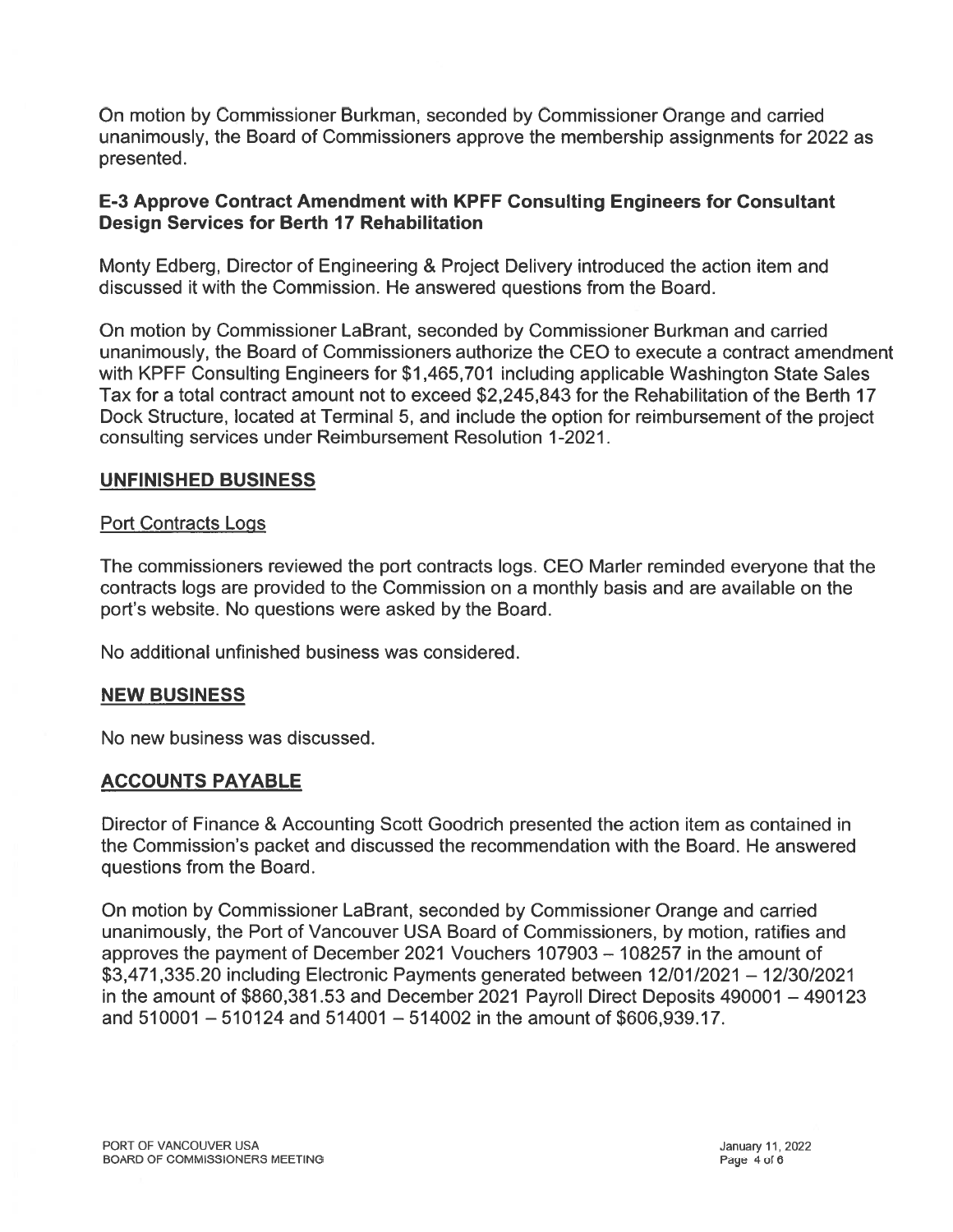On motion by Commissioner Burkman, seconded by Commissioner Orange and carried unanimously, the Board of Commissioners approve the membership assignments for 2022 as presented.

### E-3 Approve Contract Amendment with KPFF Consulting Engineers for Consultant Design Services for Berth 17 Rehabilitation

Monty Edberg, Director of Engineering & Project Delivery introduced the action item and discussed it with the Commission. He answered questions from the Board.

On motion by Commissioner LaBrant, seconded by Commissioner Burkman and carried unanimously, the Board of Commissioners authorize the CEO to execute a contract amendment with KPFF Consulting Engineers for $1,465,701 including applicable Washington State Sales Tax for a total contract amount not to exceed $2,245,843 for the Rehabilitation of the Berth 17 Dock Structure, located at Terminal 5, and include the option for reimbursement of the project consulting services under Reimbursement Resolution 1-2021.

## UNFINISHED BUSINESS

Port Contracts Logs

The commissioners reviewed the port contracts logs. CEO Marler reminded everyone that the contracts logs are provided to the Commission on a monthly basis and are available on the port's website. No questions were asked by the Board.

No additional unfinished business was considered.

## NEW BUSINESS

No new business was discussed.

## ACCOUNTS PAYABLE

Director of Finance & Accounting Scott Goodrich presented the action item as contained in the Commission's packet and discussed the recommendation with the Board. He answered questions from the Board.

On motion by Commissioner LaBrant, seconded by Commissioner Orange and carried unanimously, the Port of Vancouver USA Board of Commissioners, by motion, ratifies and approves the payment of December 2021 Vouchers 107903 – 108257 in the amount of $3,471,335.20 including Electronic Payments generated between 12/01/2021 – 12/30/2021 in the amount of $860,381.53 and December 2021 Payroll Direct Deposits 490001 – 490123 and 510001 – 510124 and 514001 – 514002 in the amount of $606,939.17.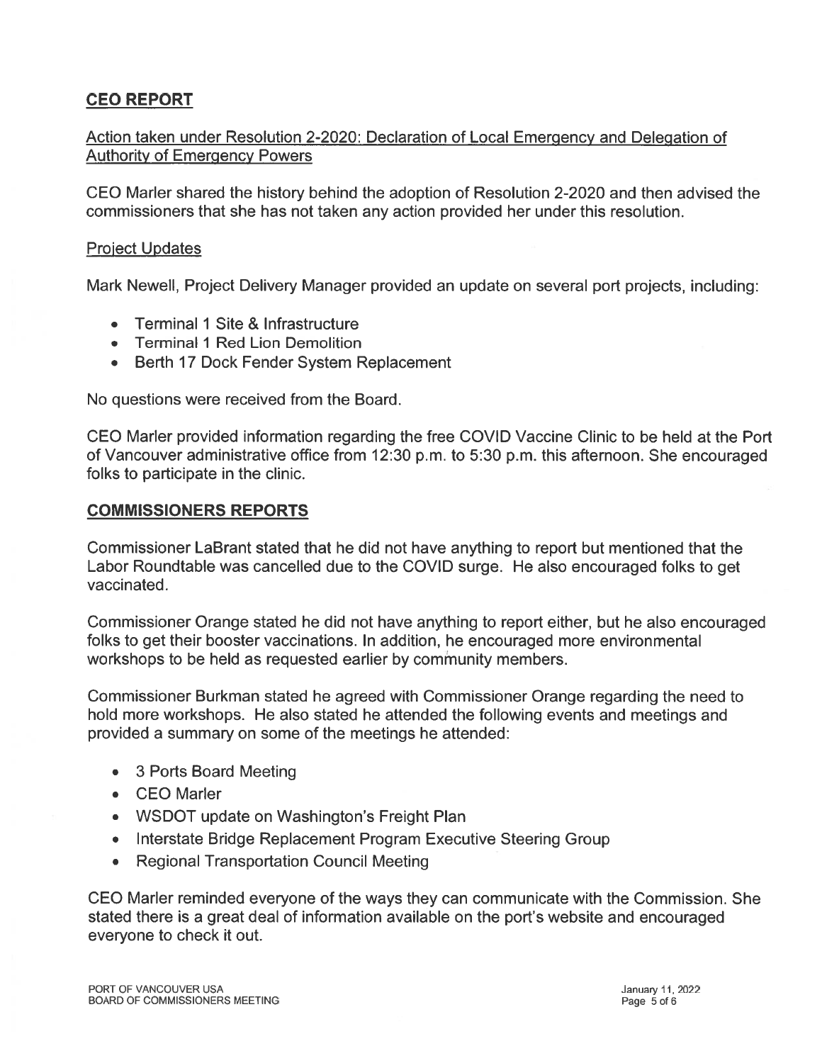## CEO REPORT

Action taken under Resolution 2-2020: Declaration of Local Emergency and Delegation of Authority of Emergency Powers

CEO Marler shared the history behind the adoption of Resolution 2-2020 and then advised the commissioners that she has not taken any action provided her under this resolution.

Project Updates

Mark Newell, Project Delivery Manager provided an update on several port projects, including:

- Terminal 1 Site & Infrastructure
- Terminal 1 Red Lion Demolition
- Berth 17 Dock Fender System Replacement

No questions were received from the Board.

CEO Marler provided information regarding the free COVID Vaccine Clinic to be held at the Port of Vancouver administrative office from 12:30 p.m. to 5:30 p.m. this afternoon. She encouraged folks to participate in the clinic.

## COMMISSIONERS REPORTS

Commissioner LaBrant stated that he did not have anything to report but mentioned that the Labor Roundtable was cancelled due to the COVID surge. He also encouraged folks to get vaccinated.

Commissioner Orange stated he did not have anything to report either, but he also encouraged folks to get their booster vaccinations. In addition, he encouraged more environmental workshops to be held as requested earlier by community members.

Commissioner Burkman stated he agreed with Commissioner Orange regarding the need to hold more workshops. He also stated he attended the following events and meetings and provided a summary on some of the meetings he attended:

- 3 Ports Board Meeting
- CEO Marler
- WSDOT update on Washington's Freight Plan
- Interstate Bridge Replacement Program Executive Steering Group
- Regional Transportation Council Meeting

CEO Marler reminded everyone of the ways they can communicate with the Commission. She stated there is a great deal of information available on the port's website and encouraged everyone to check it out.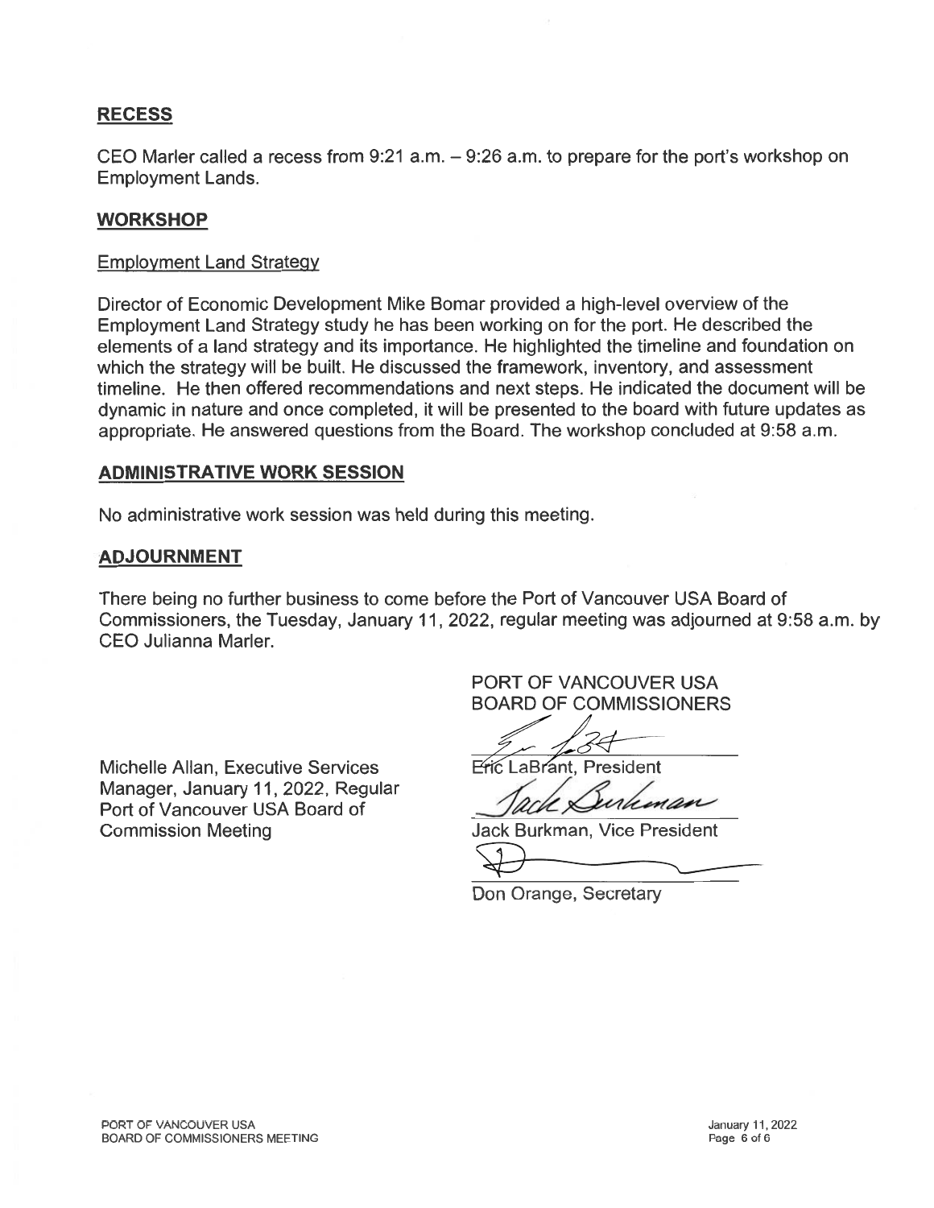## RECESS

CEO Marler called a recess from 9:21 a.m. – 9:26 a.m. to prepare for the port's workshop on Employment Lands.

## WORKSHOP

Employment Land Strategy

Director of Economic Development Mike Bomar provided a high-level overview of the Employment Land Strategy study he has been working on for the port. He described the elements of a land strategy and its importance. He highlighted the timeline and foundation on which the strategy will be built. He discussed the framework, inventory, and assessment timeline. He then offered recommendations and next steps. He indicated the document will be dynamic in nature and once completed, it will be presented to the board with future updates as appropriate. He answered questions from the Board. The workshop concluded at 9:58 a.m.

## ADMINISTRATIVE WORK SESSION

No administrative work session was held during this meeting.

## ADJOURNMENT

There being no further business to come before the Port of Vancouver USA Board of Commissioners, the Tuesday, January 11, 2022, regular meeting was adjourned at 9:58 a.m. by CEO Julianna Marler.

PORT OF VANCOUVER USA
BOARD OF COMMISSIONERS

Michelle Allan, Executive Services Manager, January 11, 2022, Regular Port of Vancouver USA Board of Commission Meeting

Eric LaBrant, President

Jack Burkman, Vice President

Don Orange, Secretary